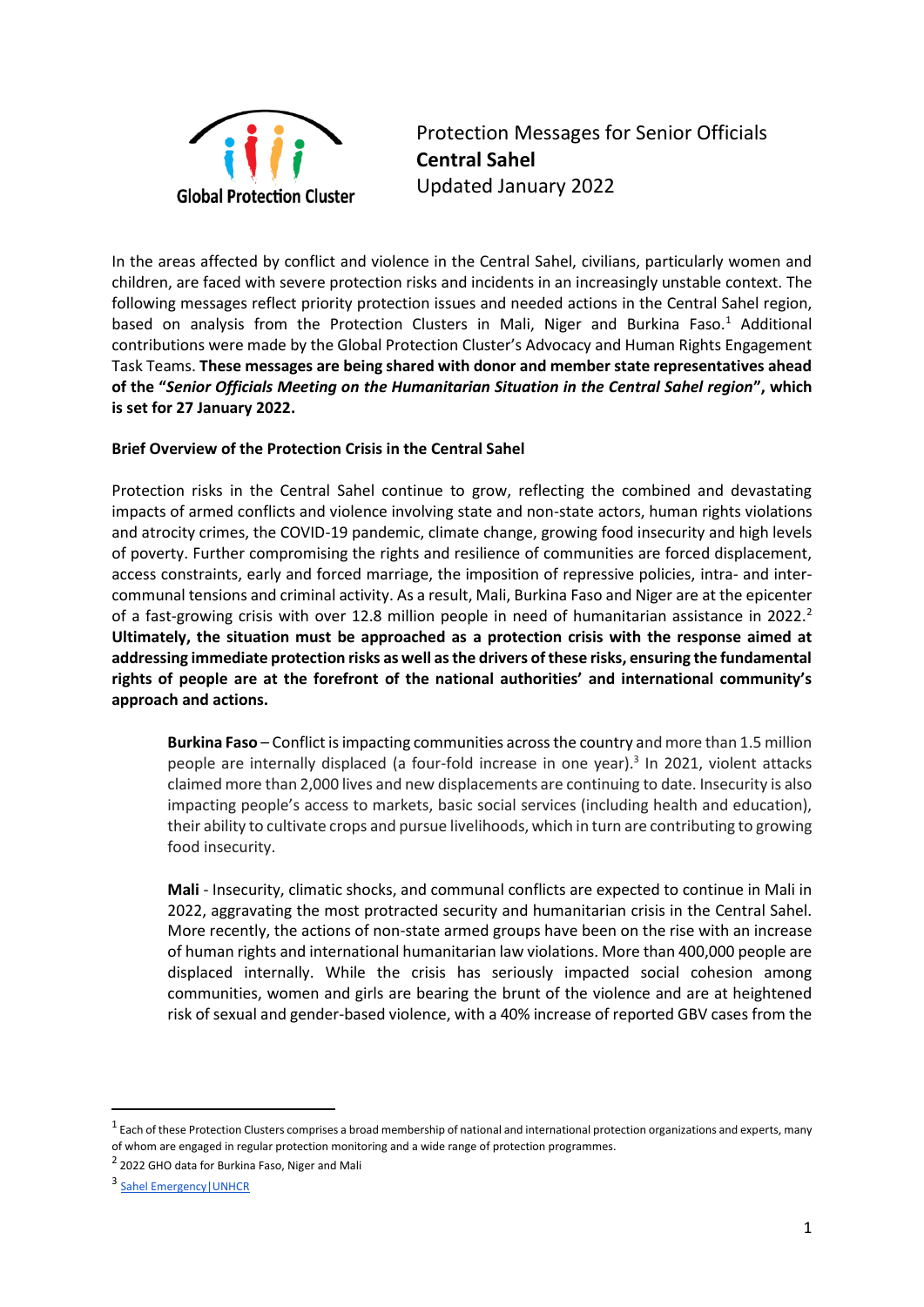Global Protection Cluster

# Protection Messages for Senior Officials
**Central Sahel**
Updated January 2022

In the areas affected by conflict and violence in the Central Sahel, civilians, particularly women and children, are faced with severe protection risks and incidents in an increasingly unstable context. The following messages reflect priority protection issues and needed actions in the Central Sahel region, based on analysis from the Protection Clusters in Mali, Niger and Burkina Faso.[1] Additional contributions were made by the Global Protection Cluster's Advocacy and Human Rights Engagement Task Teams. **These messages are being shared with donor and member state representatives ahead of the "*Senior Officials Meeting on the Humanitarian Situation in the Central Sahel region*", which is set for 27 January 2022.**

## Brief Overview of the Protection Crisis in the Central Sahel

Protection risks in the Central Sahel continue to grow, reflecting the combined and devastating impacts of armed conflicts and violence involving state and non-state actors, human rights violations and atrocity crimes, the COVID-19 pandemic, climate change, growing food insecurity and high levels of poverty. Further compromising the rights and resilience of communities are forced displacement, access constraints, early and forced marriage, the imposition of repressive policies, intra- and inter-communal tensions and criminal activity. As a result, Mali, Burkina Faso and Niger are at the epicenter of a fast-growing crisis with over 12.8 million people in need of humanitarian assistance in 2022.[2] **Ultimately, the situation must be approached as a protection crisis with the response aimed at addressing immediate protection risks as well as the drivers of these risks, ensuring the fundamental rights of people are at the forefront of the national authorities' and international community's approach and actions.**

> **Burkina Faso** – Conflict is impacting communities across the country and more than 1.5 million people are internally displaced (a four-fold increase in one year).[3] In 2021, violent attacks claimed more than 2,000 lives and new displacements are continuing to date. Insecurity is also impacting people's access to markets, basic social services (including health and education), their ability to cultivate crops and pursue livelihoods, which in turn are contributing to growing food insecurity.
>
> **Mali** - Insecurity, climatic shocks, and communal conflicts are expected to continue in Mali in 2022, aggravating the most protracted security and humanitarian crisis in the Central Sahel. More recently, the actions of non-state armed groups have been on the rise with an increase of human rights and international humanitarian law violations. More than 400,000 people are displaced internally. While the crisis has seriously impacted social cohesion among communities, women and girls are bearing the brunt of the violence and are at heightened risk of sexual and gender-based violence, with a 40% increase of reported GBV cases from the

---

[1] Each of these Protection Clusters comprises a broad membership of national and international protection organizations and experts, many of whom are engaged in regular protection monitoring and a wide range of protection programmes.

[2] 2022 GHO data for Burkina Faso, Niger and Mali

[3] Sahel Emergency|UNHCR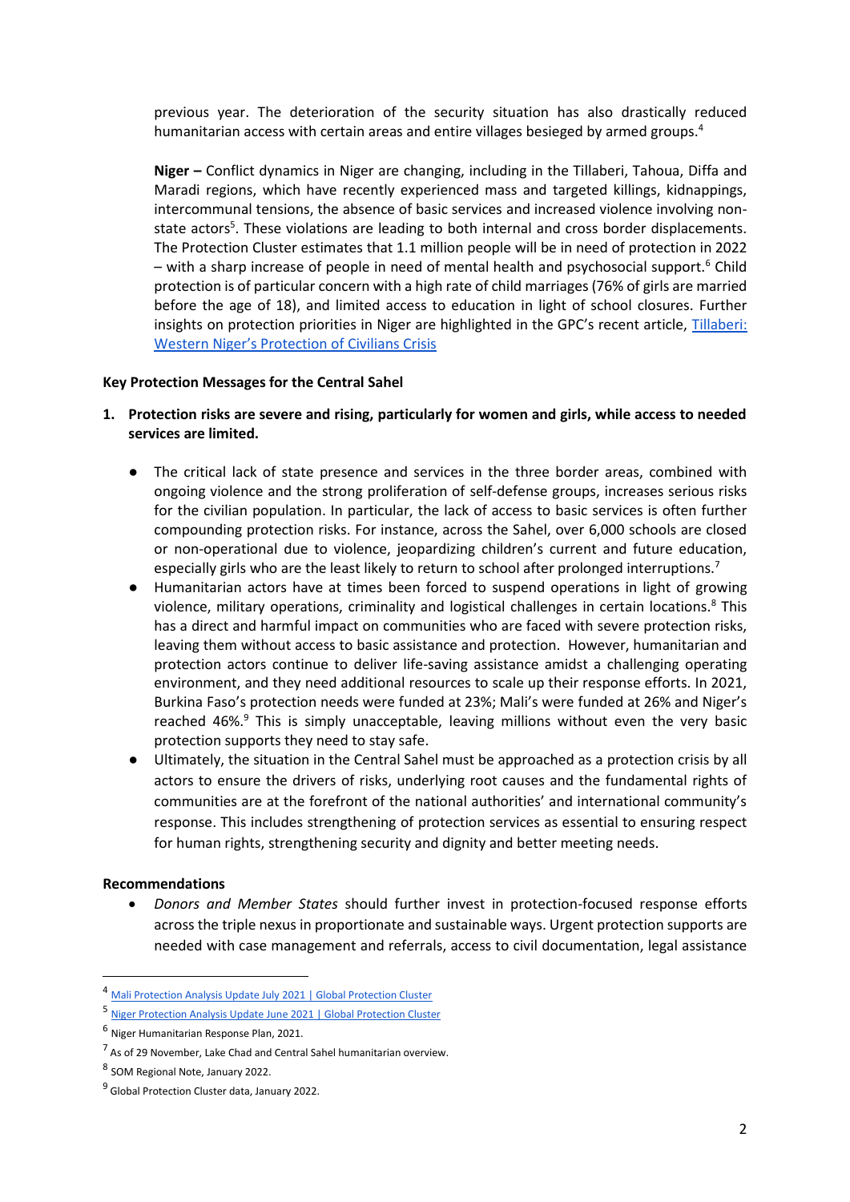previous year. The deterioration of the security situation has also drastically reduced humanitarian access with certain areas and entire villages besieged by armed groups.[4]

**Niger –** Conflict dynamics in Niger are changing, including in the Tillaberi, Tahoua, Diffa and Maradi regions, which have recently experienced mass and targeted killings, kidnappings, intercommunal tensions, the absence of basic services and increased violence involving non-state actors[5]. These violations are leading to both internal and cross border displacements. The Protection Cluster estimates that 1.1 million people will be in need of protection in 2022 – with a sharp increase of people in need of mental health and psychosocial support.[6] Child protection is of particular concern with a high rate of child marriages (76% of girls are married before the age of 18), and limited access to education in light of school closures. Further insights on protection priorities in Niger are highlighted in the GPC's recent article, [Tillaberi: Western Niger's Protection of Civilians Crisis]

**Key Protection Messages for the Central Sahel**

1. **Protection risks are severe and rising, particularly for women and girls, while access to needed services are limited.**

   - The critical lack of state presence and services in the three border areas, combined with ongoing violence and the strong proliferation of self-defense groups, increases serious risks for the civilian population. In particular, the lack of access to basic services is often further compounding protection risks. For instance, across the Sahel, over 6,000 schools are closed or non-operational due to violence, jeopardizing children's current and future education, especially girls who are the least likely to return to school after prolonged interruptions.[7]
   - Humanitarian actors have at times been forced to suspend operations in light of growing violence, military operations, criminality and logistical challenges in certain locations.[8] This has a direct and harmful impact on communities who are faced with severe protection risks, leaving them without access to basic assistance and protection. However, humanitarian and protection actors continue to deliver life-saving assistance amidst a challenging operating environment, and they need additional resources to scale up their response efforts. In 2021, Burkina Faso's protection needs were funded at 23%; Mali's were funded at 26% and Niger's reached 46%.[9] This is simply unacceptable, leaving millions without even the very basic protection supports they need to stay safe.
   - Ultimately, the situation in the Central Sahel must be approached as a protection crisis by all actors to ensure the drivers of risks, underlying root causes and the fundamental rights of communities are at the forefront of the national authorities' and international community's response. This includes strengthening of protection services as essential to ensuring respect for human rights, strengthening security and dignity and better meeting needs.

**Recommendations**

- *Donors and Member States* should further invest in protection-focused response efforts across the triple nexus in proportionate and sustainable ways. Urgent protection supports are needed with case management and referrals, access to civil documentation, legal assistance

---

[4] Mali Protection Analysis Update July 2021 | Global Protection Cluster

[5] Niger Protection Analysis Update June 2021 | Global Protection Cluster

[6] Niger Humanitarian Response Plan, 2021.

[7] As of 29 November, Lake Chad and Central Sahel humanitarian overview.

[8] SOM Regional Note, January 2022.

[9] Global Protection Cluster data, January 2022.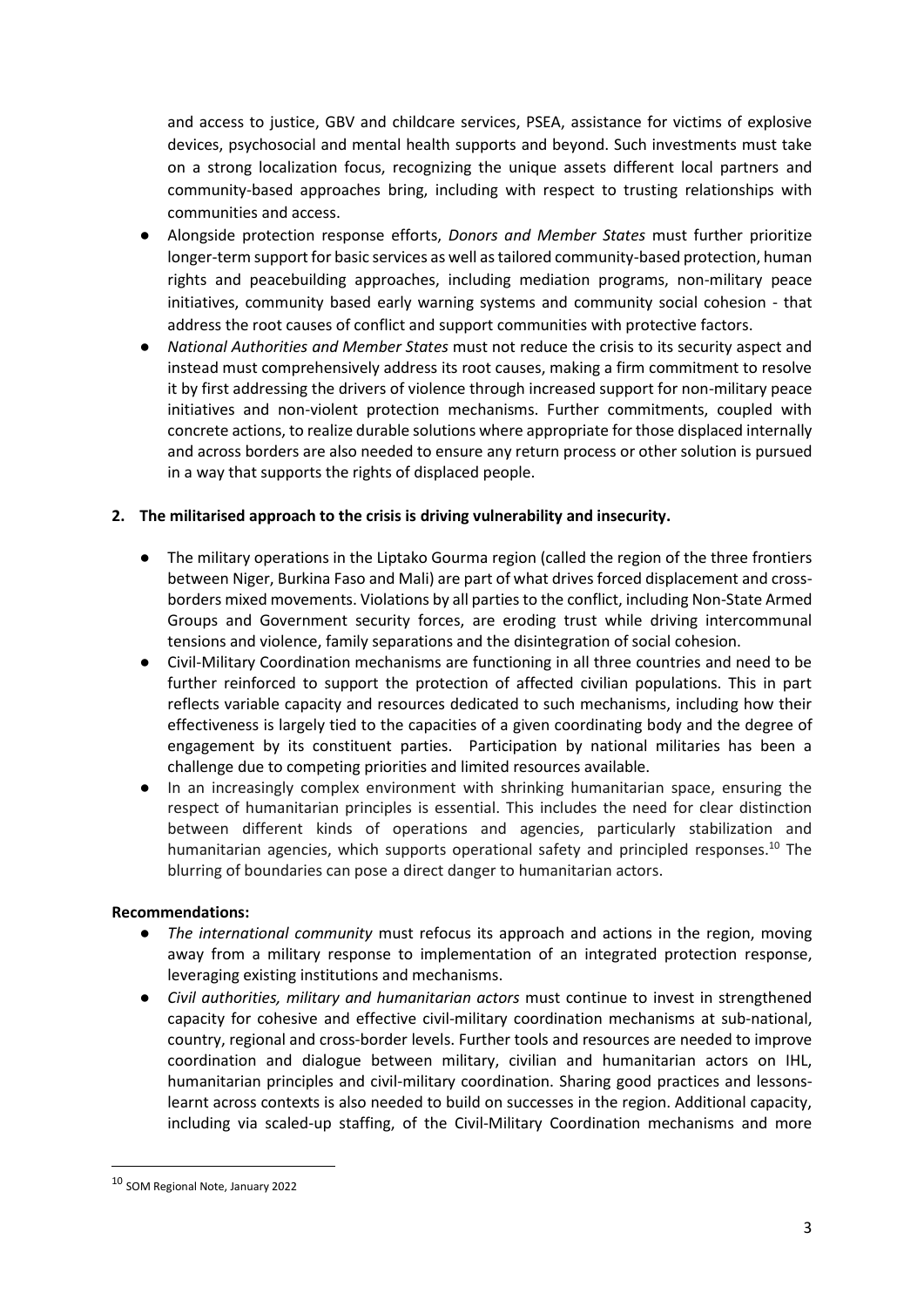and access to justice, GBV and childcare services, PSEA, assistance for victims of explosive devices, psychosocial and mental health supports and beyond. Such investments must take on a strong localization focus, recognizing the unique assets different local partners and community-based approaches bring, including with respect to trusting relationships with communities and access.

- Alongside protection response efforts, *Donors and Member States* must further prioritize longer-term support for basic services as well as tailored community-based protection, human rights and peacebuilding approaches, including mediation programs, non-military peace initiatives, community based early warning systems and community social cohesion - that address the root causes of conflict and support communities with protective factors.
- *National Authorities and Member States* must not reduce the crisis to its security aspect and instead must comprehensively address its root causes, making a firm commitment to resolve it by first addressing the drivers of violence through increased support for non-military peace initiatives and non-violent protection mechanisms. Further commitments, coupled with concrete actions, to realize durable solutions where appropriate for those displaced internally and across borders are also needed to ensure any return process or other solution is pursued in a way that supports the rights of displaced people.

**2. The militarised approach to the crisis is driving vulnerability and insecurity.**

- The military operations in the Liptako Gourma region (called the region of the three frontiers between Niger, Burkina Faso and Mali) are part of what drives forced displacement and cross-borders mixed movements. Violations by all parties to the conflict, including Non-State Armed Groups and Government security forces, are eroding trust while driving intercommunal tensions and violence, family separations and the disintegration of social cohesion.
- Civil-Military Coordination mechanisms are functioning in all three countries and need to be further reinforced to support the protection of affected civilian populations. This in part reflects variable capacity and resources dedicated to such mechanisms, including how their effectiveness is largely tied to the capacities of a given coordinating body and the degree of engagement by its constituent parties. Participation by national militaries has been a challenge due to competing priorities and limited resources available.
- In an increasingly complex environment with shrinking humanitarian space, ensuring the respect of humanitarian principles is essential. This includes the need for clear distinction between different kinds of operations and agencies, particularly stabilization and humanitarian agencies, which supports operational safety and principled responses.[10] The blurring of boundaries can pose a direct danger to humanitarian actors.

**Recommendations:**

- *The international community* must refocus its approach and actions in the region, moving away from a military response to implementation of an integrated protection response, leveraging existing institutions and mechanisms.
- *Civil authorities, military and humanitarian actors* must continue to invest in strengthened capacity for cohesive and effective civil-military coordination mechanisms at sub-national, country, regional and cross-border levels. Further tools and resources are needed to improve coordination and dialogue between military, civilian and humanitarian actors on IHL, humanitarian principles and civil-military coordination. Sharing good practices and lessons-learnt across contexts is also needed to build on successes in the region. Additional capacity, including via scaled-up staffing, of the Civil-Military Coordination mechanisms and more

[10] SOM Regional Note, January 2022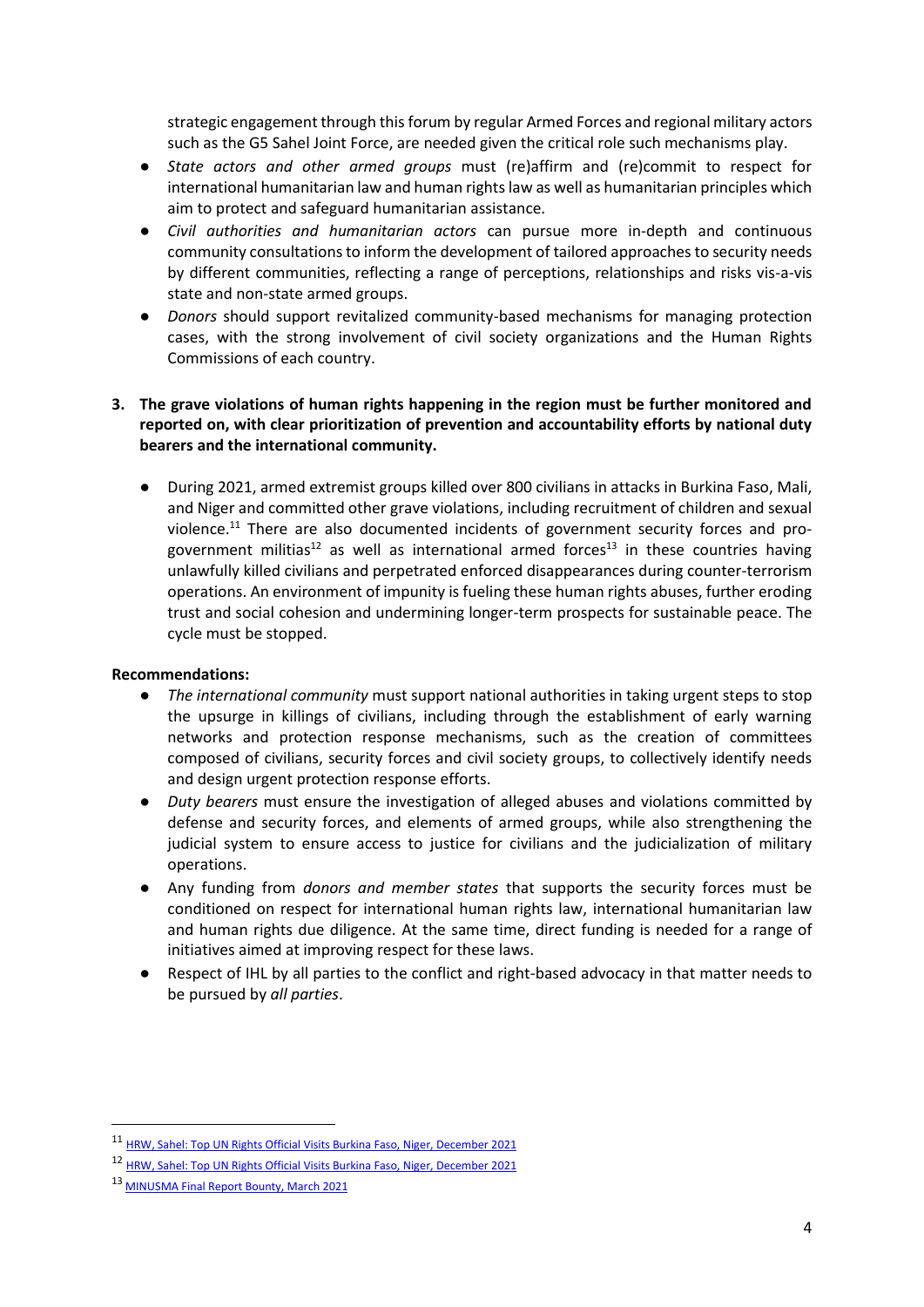strategic engagement through this forum by regular Armed Forces and regional military actors such as the G5 Sahel Joint Force, are needed given the critical role such mechanisms play.

- *State actors and other armed groups* must (re)affirm and (re)commit to respect for international humanitarian law and human rights law as well as humanitarian principles which aim to protect and safeguard humanitarian assistance.
- *Civil authorities and humanitarian actors* can pursue more in-depth and continuous community consultations to inform the development of tailored approaches to security needs by different communities, reflecting a range of perceptions, relationships and risks vis-a-vis state and non-state armed groups.
- *Donors* should support revitalized community-based mechanisms for managing protection cases, with the strong involvement of civil society organizations and the Human Rights Commissions of each country.

3. **The grave violations of human rights happening in the region must be further monitored and reported on, with clear prioritization of prevention and accountability efforts by national duty bearers and the international community.**

   - During 2021, armed extremist groups killed over 800 civilians in attacks in Burkina Faso, Mali, and Niger and committed other grave violations, including recruitment of children and sexual violence.[11] There are also documented incidents of government security forces and pro-government militias[12] as well as international armed forces[13] in these countries having unlawfully killed civilians and perpetrated enforced disappearances during counter-terrorism operations. An environment of impunity is fueling these human rights abuses, further eroding trust and social cohesion and undermining longer-term prospects for sustainable peace. The cycle must be stopped.

**Recommendations:**

- *The international community* must support national authorities in taking urgent steps to stop the upsurge in killings of civilians, including through the establishment of early warning networks and protection response mechanisms, such as the creation of committees composed of civilians, security forces and civil society groups, to collectively identify needs and design urgent protection response efforts.
- *Duty bearers* must ensure the investigation of alleged abuses and violations committed by defense and security forces, and elements of armed groups, while also strengthening the judicial system to ensure access to justice for civilians and the judicialization of military operations.
- Any funding from *donors and member states* that supports the security forces must be conditioned on respect for international human rights law, international humanitarian law and human rights due diligence. At the same time, direct funding is needed for a range of initiatives aimed at improving respect for these laws.
- Respect of IHL by all parties to the conflict and right-based advocacy in that matter needs to be pursued by *all parties*.

---

[11] HRW, Sahel: Top UN Rights Official Visits Burkina Faso, Niger, December 2021

[12] HRW, Sahel: Top UN Rights Official Visits Burkina Faso, Niger, December 2021

[13] MINUSMA Final Report Bounty, March 2021